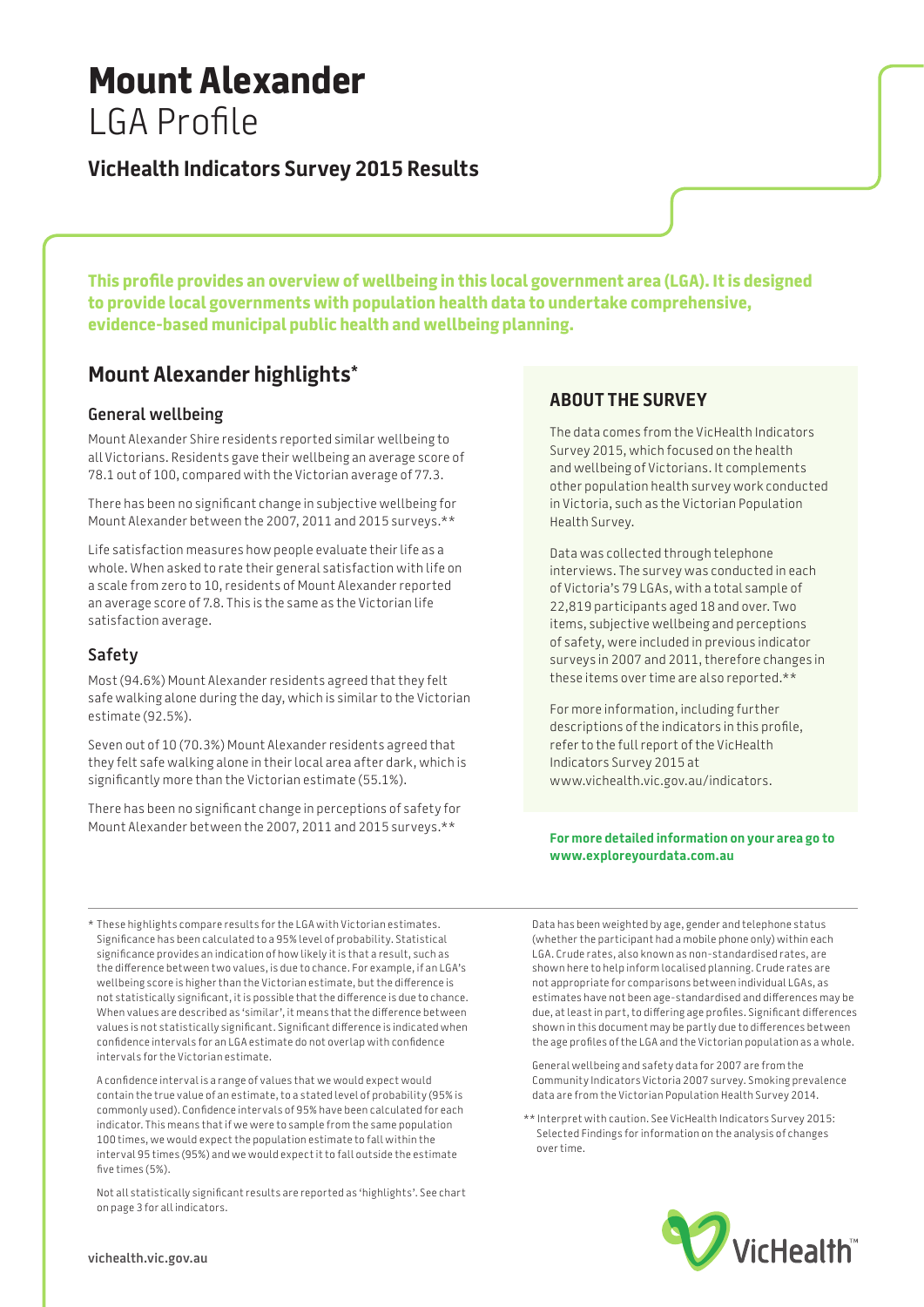# **Mount Alexander**
LGA Profile

## VicHealth Indicators Survey 2015 Results

**This profile provides an overview of wellbeing in this local government area (LGA). It is designed to provide local governments with population health data to undertake comprehensive, evidence-based municipal public health and wellbeing planning.**

## Mount Alexander highlights*

### General wellbeing

Mount Alexander Shire residents reported similar wellbeing to all Victorians. Residents gave their wellbeing an average score of 78.1 out of 100, compared with the Victorian average of 77.3.

There has been no significant change in subjective wellbeing for Mount Alexander between the 2007, 2011 and 2015 surveys.**

Life satisfaction measures how people evaluate their life as a whole. When asked to rate their general satisfaction with life on a scale from zero to 10, residents of Mount Alexander reported an average score of 7.8. This is the same as the Victorian life satisfaction average.

### Safety

Most (94.6%) Mount Alexander residents agreed that they felt safe walking alone during the day, which is similar to the Victorian estimate (92.5%).

Seven out of 10 (70.3%) Mount Alexander residents agreed that they felt safe walking alone in their local area after dark, which is significantly more than the Victorian estimate (55.1%).

There has been no significant change in perceptions of safety for Mount Alexander between the 2007, 2011 and 2015 surveys.**

## ABOUT THE SURVEY

The data comes from the VicHealth Indicators Survey 2015, which focused on the health and wellbeing of Victorians. It complements other population health survey work conducted in Victoria, such as the Victorian Population Health Survey.

Data was collected through telephone interviews. The survey was conducted in each of Victoria's 79 LGAs, with a total sample of 22,819 participants aged 18 and over. Two items, subjective wellbeing and perceptions of safety, were included in previous indicator surveys in 2007 and 2011, therefore changes in these items over time are also reported.**

For more information, including further descriptions of the indicators in this profile, refer to the full report of the VicHealth Indicators Survey 2015 at www.vichealth.vic.gov.au/indicators.

**For more detailed information on your area go to www.exploreyourdata.com.au**

---

* These highlights compare results for the LGA with Victorian estimates. Significance has been calculated to a 95% level of probability. Statistical significance provides an indication of how likely it is that a result, such as the difference between two values, is due to chance. For example, if an LGA's wellbeing score is higher than the Victorian estimate, but the difference is not statistically significant, it is possible that the difference is due to chance. When values are described as 'similar', it means that the difference between values is not statistically significant. Significant difference is indicated when confidence intervals for an LGA estimate do not overlap with confidence intervals for the Victorian estimate.

A confidence interval is a range of values that we would expect would contain the true value of an estimate, to a stated level of probability (95% is commonly used). Confidence intervals of 95% have been calculated for each indicator. This means that if we were to sample from the same population 100 times, we would expect the population estimate to fall within the interval 95 times (95%) and we would expect it to fall outside the estimate five times (5%).

Not all statistically significant results are reported as 'highlights'. See chart on page 3 for all indicators.

Data has been weighted by age, gender and telephone status (whether the participant had a mobile phone only) within each LGA. Crude rates, also known as non-standardised rates, are shown here to help inform localised planning. Crude rates are not appropriate for comparisons between individual LGAs, as estimates have not been age-standardised and differences may be due, at least in part, to differing age profiles. Significant differences shown in this document may be partly due to differences between the age profiles of the LGA and the Victorian population as a whole.

General wellbeing and safety data for 2007 are from the Community Indicators Victoria 2007 survey. Smoking prevalence data are from the Victorian Population Health Survey 2014.

** Interpret with caution. See VicHealth Indicators Survey 2015: Selected Findings for information on the analysis of changes over time.

vichealth.vic.gov.au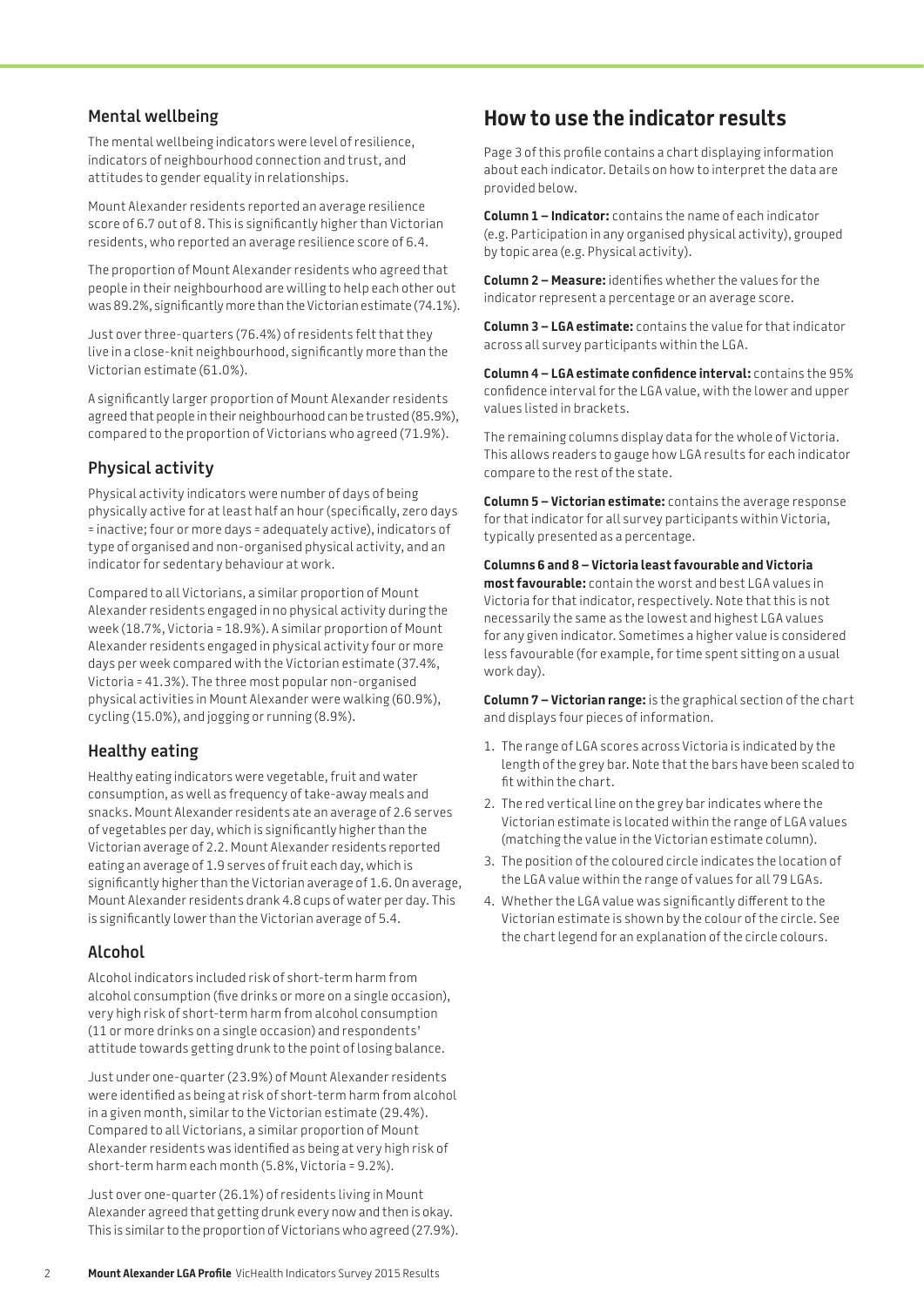## Mental wellbeing

The mental wellbeing indicators were level of resilience, indicators of neighbourhood connection and trust, and attitudes to gender equality in relationships.

Mount Alexander residents reported an average resilience score of 6.7 out of 8. This is significantly higher than Victorian residents, who reported an average resilience score of 6.4.

The proportion of Mount Alexander residents who agreed that people in their neighbourhood are willing to help each other out was 89.2%, significantly more than the Victorian estimate (74.1%).

Just over three-quarters (76.4%) of residents felt that they live in a close-knit neighbourhood, significantly more than the Victorian estimate (61.0%).

A significantly larger proportion of Mount Alexander residents agreed that people in their neighbourhood can be trusted (85.9%), compared to the proportion of Victorians who agreed (71.9%).

## Physical activity

Physical activity indicators were number of days of being physically active for at least half an hour (specifically, zero days = inactive; four or more days = adequately active), indicators of type of organised and non-organised physical activity, and an indicator for sedentary behaviour at work.

Compared to all Victorians, a similar proportion of Mount Alexander residents engaged in no physical activity during the week (18.7%, Victoria = 18.9%). A similar proportion of Mount Alexander residents engaged in physical activity four or more days per week compared with the Victorian estimate (37.4%, Victoria = 41.3%). The three most popular non-organised physical activities in Mount Alexander were walking (60.9%), cycling (15.0%), and jogging or running (8.9%).

## Healthy eating

Healthy eating indicators were vegetable, fruit and water consumption, as well as frequency of take-away meals and snacks. Mount Alexander residents ate an average of 2.6 serves of vegetables per day, which is significantly higher than the Victorian average of 2.2. Mount Alexander residents reported eating an average of 1.9 serves of fruit each day, which is significantly higher than the Victorian average of 1.6. On average, Mount Alexander residents drank 4.8 cups of water per day. This is significantly lower than the Victorian average of 5.4.

## Alcohol

Alcohol indicators included risk of short-term harm from alcohol consumption (five drinks or more on a single occasion), very high risk of short-term harm from alcohol consumption (11 or more drinks on a single occasion) and respondents' attitude towards getting drunk to the point of losing balance.

Just under one-quarter (23.9%) of Mount Alexander residents were identified as being at risk of short-term harm from alcohol in a given month, similar to the Victorian estimate (29.4%). Compared to all Victorians, a similar proportion of Mount Alexander residents was identified as being at very high risk of short-term harm each month (5.8%, Victoria = 9.2%).

Just over one-quarter (26.1%) of residents living in Mount Alexander agreed that getting drunk every now and then is okay. This is similar to the proportion of Victorians who agreed (27.9%).

# How to use the indicator results

Page 3 of this profile contains a chart displaying information about each indicator. Details on how to interpret the data are provided below.

**Column 1 – Indicator:** contains the name of each indicator (e.g. Participation in any organised physical activity), grouped by topic area (e.g. Physical activity).

**Column 2 – Measure:** identifies whether the values for the indicator represent a percentage or an average score.

**Column 3 – LGA estimate:** contains the value for that indicator across all survey participants within the LGA.

**Column 4 – LGA estimate confidence interval:** contains the 95% confidence interval for the LGA value, with the lower and upper values listed in brackets.

The remaining columns display data for the whole of Victoria. This allows readers to gauge how LGA results for each indicator compare to the rest of the state.

**Column 5 – Victorian estimate:** contains the average response for that indicator for all survey participants within Victoria, typically presented as a percentage.

**Columns 6 and 8 – Victoria least favourable and Victoria most favourable:** contain the worst and best LGA values in Victoria for that indicator, respectively. Note that this is not necessarily the same as the lowest and highest LGA values for any given indicator. Sometimes a higher value is considered less favourable (for example, for time spent sitting on a usual work day).

**Column 7 – Victorian range:** is the graphical section of the chart and displays four pieces of information.

1. The range of LGA scores across Victoria is indicated by the length of the grey bar. Note that the bars have been scaled to fit within the chart.
2. The red vertical line on the grey bar indicates where the Victorian estimate is located within the range of LGA values (matching the value in the Victorian estimate column).
3. The position of the coloured circle indicates the location of the LGA value within the range of values for all 79 LGAs.
4. Whether the LGA value was significantly different to the Victorian estimate is shown by the colour of the circle. See the chart legend for an explanation of the circle colours.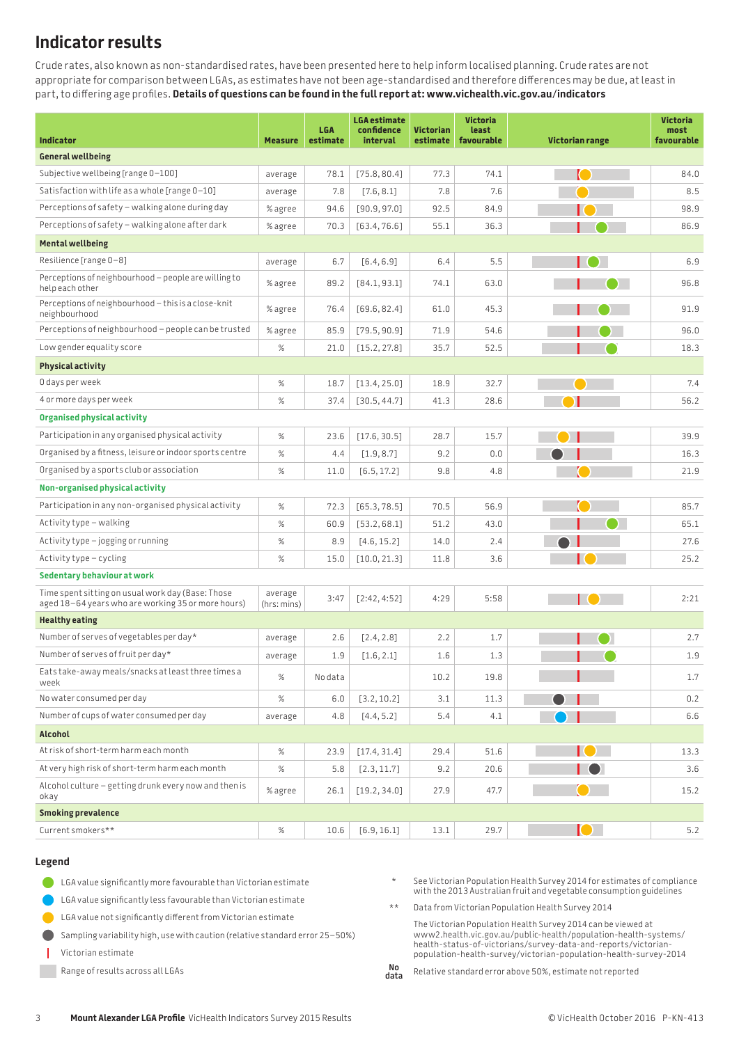## Indicator results

Crude rates, also known as non-standardised rates, have been presented here to help inform localised planning. Crude rates are not appropriate for comparison between LGAs, as estimates have not been age-standardised and therefore differences may be due, at least in part, to differing age profiles. **Details of questions can be found in the full report at: www.vichealth.vic.gov.au/indicators**

| Indicator | Measure | LGA estimate | LGA estimate confidence interval | Victorian estimate | Victoria least favourable | Victorian range | Victoria most favourable |
|---|---|---|---|---|---|---|---|
| **General wellbeing** | | | | | | | |
| Subjective wellbeing [range 0–100] | average | 78.1 | [75.8, 80.4] | 77.3 | 74.1 | | 84.0 |
| Satisfaction with life as a whole [range 0–10] | average | 7.8 | [7.6, 8.1] | 7.8 | 7.6 | | 8.5 |
| Perceptions of safety – walking alone during day | % agree | 94.6 | [90.9, 97.0] | 92.5 | 84.9 | | 98.9 |
| Perceptions of safety – walking alone after dark | % agree | 70.3 | [63.4, 76.6] | 55.1 | 36.3 | | 86.9 |
| **Mental wellbeing** | | | | | | | |
| Resilience [range 0–8] | average | 6.7 | [6.4, 6.9] | 6.4 | 5.5 | | 6.9 |
| Perceptions of neighbourhood – people are willing to help each other | % agree | 89.2 | [84.1, 93.1] | 74.1 | 63.0 | | 96.8 |
| Perceptions of neighbourhood – this is a close-knit neighbourhood | % agree | 76.4 | [69.6, 82.4] | 61.0 | 45.3 | | 91.9 |
| Perceptions of neighbourhood – people can be trusted | % agree | 85.9 | [79.5, 90.9] | 71.9 | 54.6 | | 96.0 |
| Low gender equality score | % | 21.0 | [15.2, 27.8] | 35.7 | 52.5 | | 18.3 |
| **Physical activity** | | | | | | | |
| 0 days per week | % | 18.7 | [13.4, 25.0] | 18.9 | 32.7 | | 7.4 |
| 4 or more days per week | % | 37.4 | [30.5, 44.7] | 41.3 | 28.6 | | 56.2 |
| **Organised physical activity** | | | | | | | |
| Participation in any organised physical activity | % | 23.6 | [17.6, 30.5] | 28.7 | 15.7 | | 39.9 |
| Organised by a fitness, leisure or indoor sports centre | % | 4.4 | [1.9, 8.7] | 9.2 | 0.0 | | 16.3 |
| Organised by a sports club or association | % | 11.0 | [6.5, 17.2] | 9.8 | 4.8 | | 21.9 |
| **Non-organised physical activity** | | | | | | | |
| Participation in any non-organised physical activity | % | 72.3 | [65.3, 78.5] | 70.5 | 56.9 | | 85.7 |
| Activity type – walking | % | 60.9 | [53.2, 68.1] | 51.2 | 43.0 | | 65.1 |
| Activity type – jogging or running | % | 8.9 | [4.6, 15.2] | 14.0 | 2.4 | | 27.6 |
| Activity type – cycling | % | 15.0 | [10.0, 21.3] | 11.8 | 3.6 | | 25.2 |
| **Sedentary behaviour at work** | | | | | | | |
| Time spent sitting on usual work day (Base: Those aged 18–64 years who are working 35 or more hours) | average (hrs: mins) | 3:47 | [2:42, 4:52] | 4:29 | 5:58 | | 2:21 |
| **Healthy eating** | | | | | | | |
| Number of serves of vegetables per day* | average | 2.6 | [2.4, 2.8] | 2.2 | 1.7 | | 2.7 |
| Number of serves of fruit per day* | average | 1.9 | [1.6, 2.1] | 1.6 | 1.3 | | 1.9 |
| Eats take-away meals/snacks at least three times a week | % | No data | | 10.2 | 19.8 | | 1.7 |
| No water consumed per day | % | 6.0 | [3.2, 10.2] | 3.1 | 11.3 | | 0.2 |
| Number of cups of water consumed per day | average | 4.8 | [4.4, 5.2] | 5.4 | 4.1 | | 6.6 |
| **Alcohol** | | | | | | | |
| At risk of short-term harm each month | % | 23.9 | [17.4, 31.4] | 29.4 | 51.6 | | 13.3 |
| At very high risk of short-term harm each month | % | 5.8 | [2.3, 11.7] | 9.2 | 20.6 | | 3.6 |
| Alcohol culture – getting drunk every now and then is okay | % agree | 26.1 | [19.2, 34.0] | 27.9 | 47.7 | | 15.2 |
| **Smoking prevalence** | | | | | | | |
| Current smokers** | % | 10.6 | [6.9, 16.1] | 13.1 | 29.7 | | 5.2 |

### Legend

- LGA value significantly more favourable than Victorian estimate
- LGA value significantly less favourable than Victorian estimate
- LGA value not significantly different from Victorian estimate
- Sampling variability high, use with caution (relative standard error 25–50%)
- Victorian estimate
- Range of results across all LGAs

\* See Victorian Population Health Survey 2014 for estimates of compliance with the 2013 Australian fruit and vegetable consumption guidelines

\*\* Data from Victorian Population Health Survey 2014

The Victorian Population Health Survey 2014 can be viewed at www2.health.vic.gov.au/public-health/population-health-systems/health-status-of-victorians/survey-data-and-reports/victorian-population-health-survey/victorian-population-health-survey-2014

No data — Relative standard error above 50%, estimate not reported

**Mount Alexander LGA Profile** VicHealth Indicators Survey 2015 Results

© VicHealth October 2016 P-KN-413